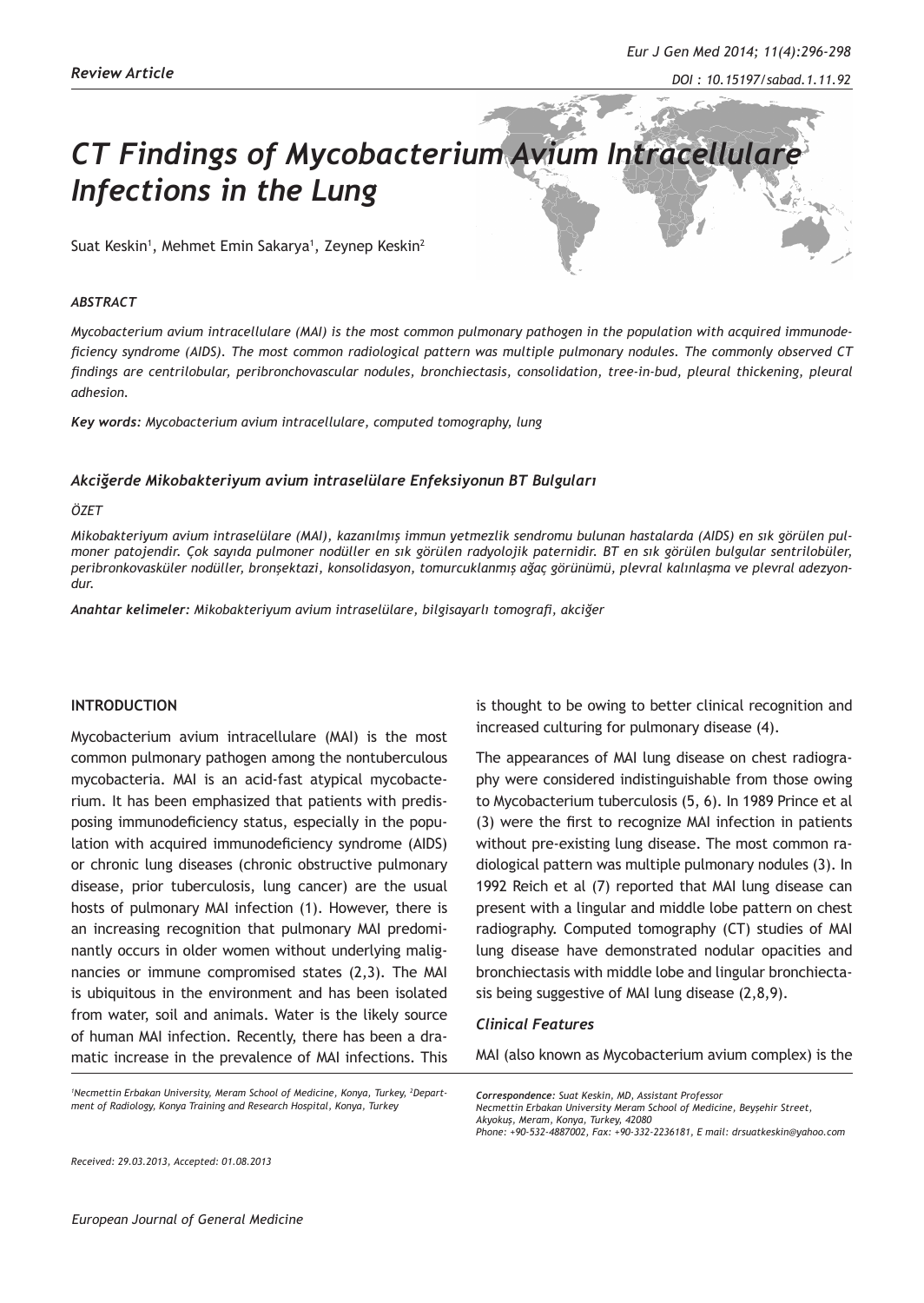*Review Article*

# CT Findings of Mycobacterium Avium Intracellulare Infections in the Lung

Suat Keskin[1], Mehmet Emin Sakarya[1], Zeynep Keskin[2]

### *ABSTRACT*

*Mycobacterium avium intracellulare (MAI) is the most common pulmonary pathogen in the population with acquired immunodeficiency syndrome (AIDS). The most common radiological pattern was multiple pulmonary nodules. The commonly observed CT findings are centrilobular, peribronchovascular nodules, bronchiectasis, consolidation, tree-in-bud, pleural thickening, pleural adhesion.*

***Key words:*** *Mycobacterium avium intracellulare, computed tomography, lung*

### *Akciğerde Mikobakteriyum avium intraselülare Enfeksiyonun BT Bulguları*

*ÖZET*

*Mikobakteriyum avium intraselülare (MAI), kazanılmış immun yetmezlik sendromu bulunan hastalarda (AIDS) en sık görülen pulmoner patojendir. Çok sayıda pulmoner nodüller en sık görülen radyolojik paternidir. BT en sık görülen bulgular sentrilobüler, peribronkovasküler nodüller, bronşektazi, konsolidasyon, tomurcuklanmış ağaç görünümü, plevral kalınlaşma ve plevral adezyondur.*

***Anahtar kelimeler:*** *Mikobakteriyum avium intraselülare, bilgisayarlı tomografi, akciğer*

## INTRODUCTION

Mycobacterium avium intracellulare (MAI) is the most common pulmonary pathogen among the nontuberculous mycobacteria. MAI is an acid-fast atypical mycobacterium. It has been emphasized that patients with predisposing immunodeficiency status, especially in the population with acquired immunodeficiency syndrome (AIDS) or chronic lung diseases (chronic obstructive pulmonary disease, prior tuberculosis, lung cancer) are the usual hosts of pulmonary MAI infection (1). However, there is an increasing recognition that pulmonary MAI predominantly occurs in older women without underlying malignancies or immune compromised states (2,3). The MAI is ubiquitous in the environment and has been isolated from water, soil and animals. Water is the likely source of human MAI infection. Recently, there has been a dramatic increase in the prevalence of MAI infections. This is thought to be owing to better clinical recognition and increased culturing for pulmonary disease (4).

The appearances of MAI lung disease on chest radiography were considered indistinguishable from those owing to Mycobacterium tuberculosis (5, 6). In 1989 Prince et al (3) were the first to recognize MAI infection in patients without pre-existing lung disease. The most common radiological pattern was multiple pulmonary nodules (3). In 1992 Reich et al (7) reported that MAI lung disease can present with a lingular and middle lobe pattern on chest radiography. Computed tomography (CT) studies of MAI lung disease have demonstrated nodular opacities and bronchiectasis with middle lobe and lingular bronchiectasis being suggestive of MAI lung disease (2,8,9).

### *Clinical Features*

MAI (also known as Mycobacterium avium complex) is the

[1]Necmettin Erbakan University, Meram School of Medicine, Konya, Turkey, [2]Department of Radiology, Konya Training and Research Hospital, Konya, Turkey

*Received: 29.03.2013, Accepted: 01.08.2013*

***Correspondence:*** *Suat Keskin, MD, Assistant Professor*
*Necmettin Erbakan University Meram School of Medicine, Beyşehir Street, Akyokuş, Meram, Konya, Turkey, 42080*
*Phone: +90-532-4887002, Fax: +90-332-2236181, E mail: drsuatkeskin@yahoo.com*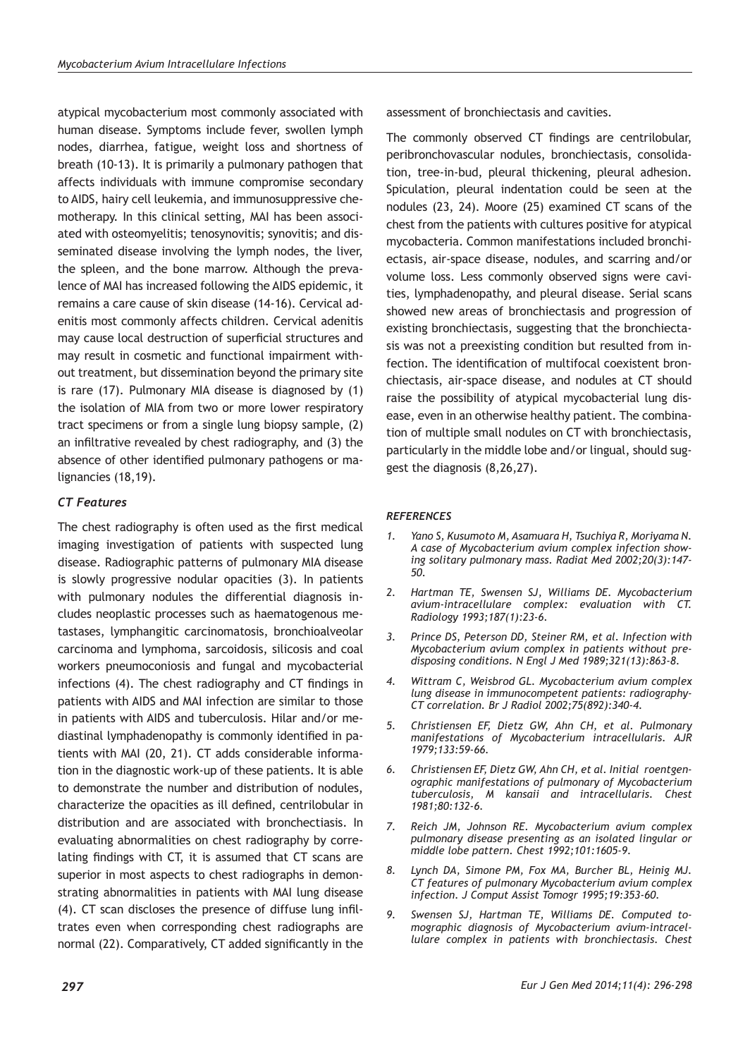atypical mycobacterium most commonly associated with human disease. Symptoms include fever, swollen lymph nodes, diarrhea, fatigue, weight loss and shortness of breath (10-13). It is primarily a pulmonary pathogen that affects individuals with immune compromise secondary to AIDS, hairy cell leukemia, and immunosuppressive chemotherapy. In this clinical setting, MAI has been associated with osteomyelitis; tenosynovitis; synovitis; and disseminated disease involving the lymph nodes, the liver, the spleen, and the bone marrow. Although the prevalence of MAI has increased following the AIDS epidemic, it remains a care cause of skin disease (14-16). Cervical adenitis most commonly affects children. Cervical adenitis may cause local destruction of superficial structures and may result in cosmetic and functional impairment without treatment, but dissemination beyond the primary site is rare (17). Pulmonary MIA disease is diagnosed by (1) the isolation of MIA from two or more lower respiratory tract specimens or from a single lung biopsy sample, (2) an infiltrative revealed by chest radiography, and (3) the absence of other identified pulmonary pathogens or malignancies (18,19).

### *CT Features*

The chest radiography is often used as the first medical imaging investigation of patients with suspected lung disease. Radiographic patterns of pulmonary MIA disease is slowly progressive nodular opacities (3). In patients with pulmonary nodules the differential diagnosis includes neoplastic processes such as haematogenous metastases, lymphangitic carcinomatosis, bronchioalveolar carcinoma and lymphoma, sarcoidosis, silicosis and coal workers pneumoconiosis and fungal and mycobacterial infections (4). The chest radiography and CT findings in patients with AIDS and MAI infection are similar to those in patients with AIDS and tuberculosis. Hilar and/or mediastinal lymphadenopathy is commonly identified in patients with MAI (20, 21). CT adds considerable information in the diagnostic work-up of these patients. It is able to demonstrate the number and distribution of nodules, characterize the opacities as ill defined, centrilobular in distribution and are associated with bronchectiasis. In evaluating abnormalities on chest radiography by correlating findings with CT, it is assumed that CT scans are superior in most aspects to chest radiographs in demonstrating abnormalities in patients with MAI lung disease (4). CT scan discloses the presence of diffuse lung infiltrates even when corresponding chest radiographs are normal (22). Comparatively, CT added significantly in the assessment of bronchiectasis and cavities.

The commonly observed CT findings are centrilobular, peribronchovascular nodules, bronchiectasis, consolidation, tree-in-bud, pleural thickening, pleural adhesion. Spiculation, pleural indentation could be seen at the nodules (23, 24). Moore (25) examined CT scans of the chest from the patients with cultures positive for atypical mycobacteria. Common manifestations included bronchiectasis, air-space disease, nodules, and scarring and/or volume loss. Less commonly observed signs were cavities, lymphadenopathy, and pleural disease. Serial scans showed new areas of bronchiectasis and progression of existing bronchiectasis, suggesting that the bronchiectasis was not a preexisting condition but resulted from infection. The identification of multifocal coexistent bronchiectasis, air-space disease, and nodules at CT should raise the possibility of atypical mycobacterial lung disease, even in an otherwise healthy patient. The combination of multiple small nodules on CT with bronchiectasis, particularly in the middle lobe and/or lingual, should suggest the diagnosis (8,26,27).

### *REFERENCES*

1. *Yano S, Kusumoto M, Asamuara H, Tsuchiya R, Moriyama N. A case of Mycobacterium avium complex infection showing solitary pulmonary mass. Radiat Med 2002;20(3):147-50.*
2. *Hartman TE, Swensen SJ, Williams DE. Mycobacterium avium-intracellulare complex: evaluation with CT. Radiology 1993;187(1):23-6.*
3. *Prince DS, Peterson DD, Steiner RM, et al. Infection with Mycobacterium avium complex in patients without predisposing conditions. N Engl J Med 1989;321(13):863-8.*
4. *Wittram C, Weisbrod GL. Mycobacterium avium complex lung disease in immunocompetent patients: radiography-CT correlation. Br J Radiol 2002;75(892):340-4.*
5. *Christiensen EF, Dietz GW, Ahn CH, et al. Pulmonary manifestations of Mycobacterium intracellularis. AJR 1979;133:59-66.*
6. *Christiensen EF, Dietz GW, Ahn CH, et al. Initial roentgenographic manifestations of pulmonary of Mycobacterium tuberculosis, M kansaii and intracellularis. Chest 1981;80:132-6.*
7. *Reich JM, Johnson RE. Mycobacterium avium complex pulmonary disease presenting as an isolated lingular or middle lobe pattern. Chest 1992;101:1605-9.*
8. *Lynch DA, Simone PM, Fox MA, Burcher BL, Heinig MJ. CT features of pulmonary Mycobacterium avium complex infection. J Comput Assist Tomogr 1995;19:353-60.*
9. *Swensen SJ, Hartman TE, Williams DE. Computed tomographic diagnosis of Mycobacterium avium-intracellulare complex in patients with bronchiectasis. Chest*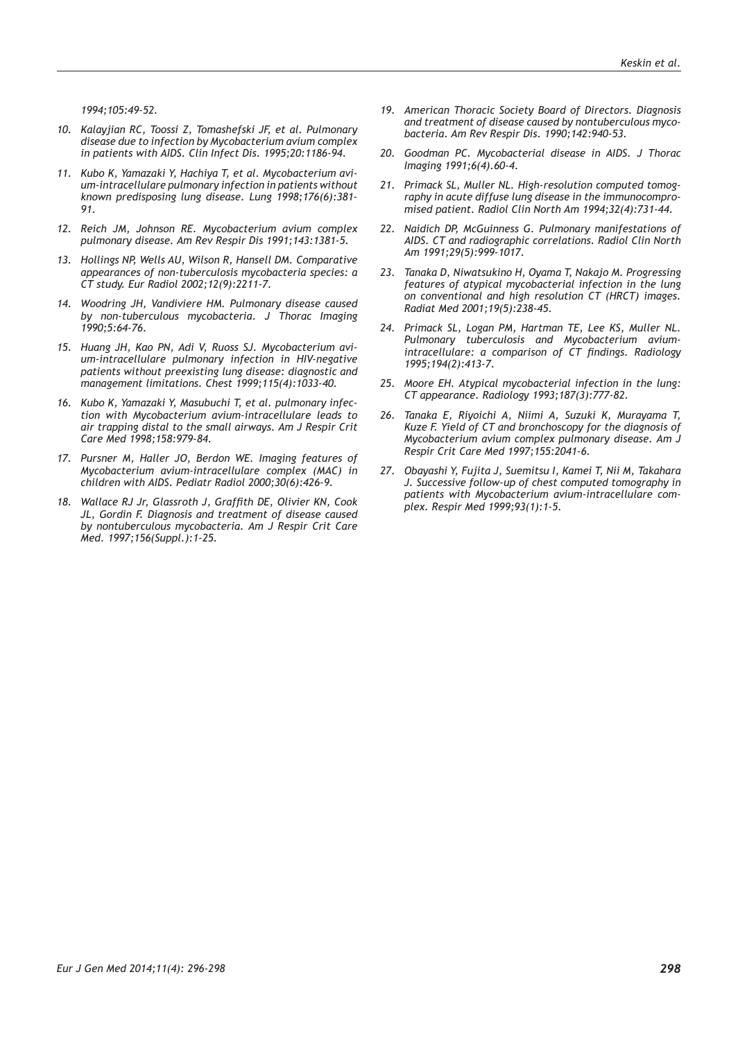*1994;105:49-52.*

10. *Kalayjian RC, Toossi Z, Tomashefski JF, et al. Pulmonary disease due to infection by Mycobacterium avium complex in patients with AIDS. Clin Infect Dis. 1995;20:1186-94.*

11. *Kubo K, Yamazaki Y, Hachiya T, et al. Mycobacterium avium-intracellulare pulmonary infection in patients without known predisposing lung disease. Lung 1998;176(6):381-91.*

12. *Reich JM, Johnson RE. Mycobacterium avium complex pulmonary disease. Am Rev Respir Dis 1991;143:1381-5.*

13. *Hollings NP, Wells AU, Wilson R, Hansell DM. Comparative appearances of non-tuberculosis mycobacteria species: a CT study. Eur Radiol 2002;12(9):2211-7.*

14. *Woodring JH, Vandiviere HM. Pulmonary disease caused by non-tuberculous mycobacteria. J Thorac Imaging 1990;5:64-76.*

15. *Huang JH, Kao PN, Adi V, Ruoss SJ. Mycobacterium avium-intracellulare pulmonary infection in HIV-negative patients without preexisting lung disease: diagnostic and management limitations. Chest 1999;115(4):1033-40.*

16. *Kubo K, Yamazaki Y, Masubuchi T, et al. pulmonary infection with Mycobacterium avium-intracellulare leads to air trapping distal to the small airways. Am J Respir Crit Care Med 1998;158:979-84.*

17. *Pursner M, Haller JO, Berdon WE. Imaging features of Mycobacterium avium-intracellulare complex (MAC) in children with AIDS. Pediatr Radiol 2000;30(6):426-9.*

18. *Wallace RJ Jr, Glassroth J, Graffith DE, Olivier KN, Cook JL, Gordin F. Diagnosis and treatment of disease caused by nontuberculous mycobacteria. Am J Respir Crit Care Med. 1997;156(Suppl.):1-25.*

19. *American Thoracic Society Board of Directors. Diagnosis and treatment of disease caused by nontuberculous mycobacteria. Am Rev Respir Dis. 1990;142:940-53.*

20. *Goodman PC. Mycobacterial disease in AIDS. J Thorac Imaging 1991;6(4).60-4.*

21. *Primack SL, Muller NL. High-resolution computed tomography in acute diffuse lung disease in the immunocompromised patient. Radiol Clin North Am 1994;32(4):731-44.*

22. *Naidich DP, McGuinness G. Pulmonary manifestations of AIDS. CT and radiographic correlations. Radiol Clin North Am 1991;29(5):999-1017.*

23. *Tanaka D, Niwatsukino H, Oyama T, Nakajo M. Progressing features of atypical mycobacterial infection in the lung on conventional and high resolution CT (HRCT) images. Radiat Med 2001;19(5):238-45.*

24. *Primack SL, Logan PM, Hartman TE, Lee KS, Muller NL. Pulmonary tuberculosis and Mycobacterium avium-intracellulare: a comparison of CT findings. Radiology 1995;194(2):413-7.*

25. *Moore EH. Atypical mycobacterial infection in the lung: CT appearance. Radiology 1993;187(3):777-82.*

26. *Tanaka E, Riyoichi A, Niimi A, Suzuki K, Murayama T, Kuze F. Yield of CT and bronchoscopy for the diagnosis of Mycobacterium avium complex pulmonary disease. Am J Respir Crit Care Med 1997;155:2041-6.*

27. *Obayashi Y, Fujita J, Suemitsu I, Kamei T, Nii M, Takahara J. Successive follow-up of chest computed tomography in patients with Mycobacterium avium-intracellulare complex. Respir Med 1999;93(1):1-5.*